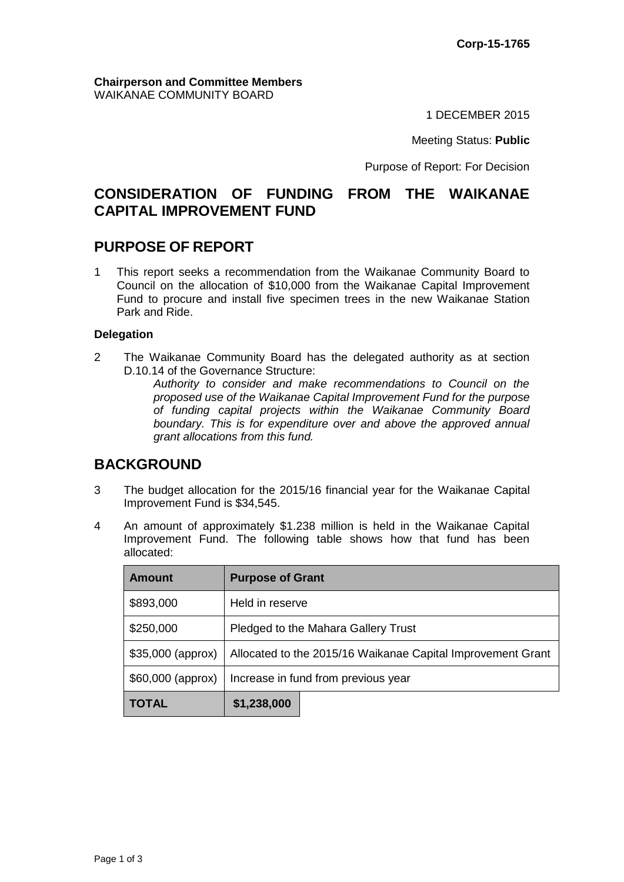**Corp-15-1765**

**Chairperson and Committee Members**
WAIKANAE COMMUNITY BOARD

1 DECEMBER 2015

Meeting Status: **Public**

Purpose of Report: For Decision

# CONSIDERATION OF FUNDING FROM THE WAIKANAE CAPITAL IMPROVEMENT FUND

## PURPOSE OF REPORT

1 This report seeks a recommendation from the Waikanae Community Board to Council on the allocation of $10,000 from the Waikanae Capital Improvement Fund to procure and install five specimen trees in the new Waikanae Station Park and Ride.

### Delegation

2 The Waikanae Community Board has the delegated authority as at section D.10.14 of the Governance Structure:

> *Authority to consider and make recommendations to Council on the proposed use of the Waikanae Capital Improvement Fund for the purpose of funding capital projects within the Waikanae Community Board boundary. This is for expenditure over and above the approved annual grant allocations from this fund.*

## BACKGROUND

3 The budget allocation for the 2015/16 financial year for the Waikanae Capital Improvement Fund is $34,545.

4 An amount of approximately $1.238 million is held in the Waikanae Capital Improvement Fund. The following table shows how that fund has been allocated:

| Amount | Purpose of Grant |
|---|---|
| $893,000 | Held in reserve |
| $250,000 | Pledged to the Mahara Gallery Trust |
| $35,000 (approx) | Allocated to the 2015/16 Waikanae Capital Improvement Grant |
| $60,000 (approx) | Increase in fund from previous year |
| **TOTAL** | **$1,238,000** |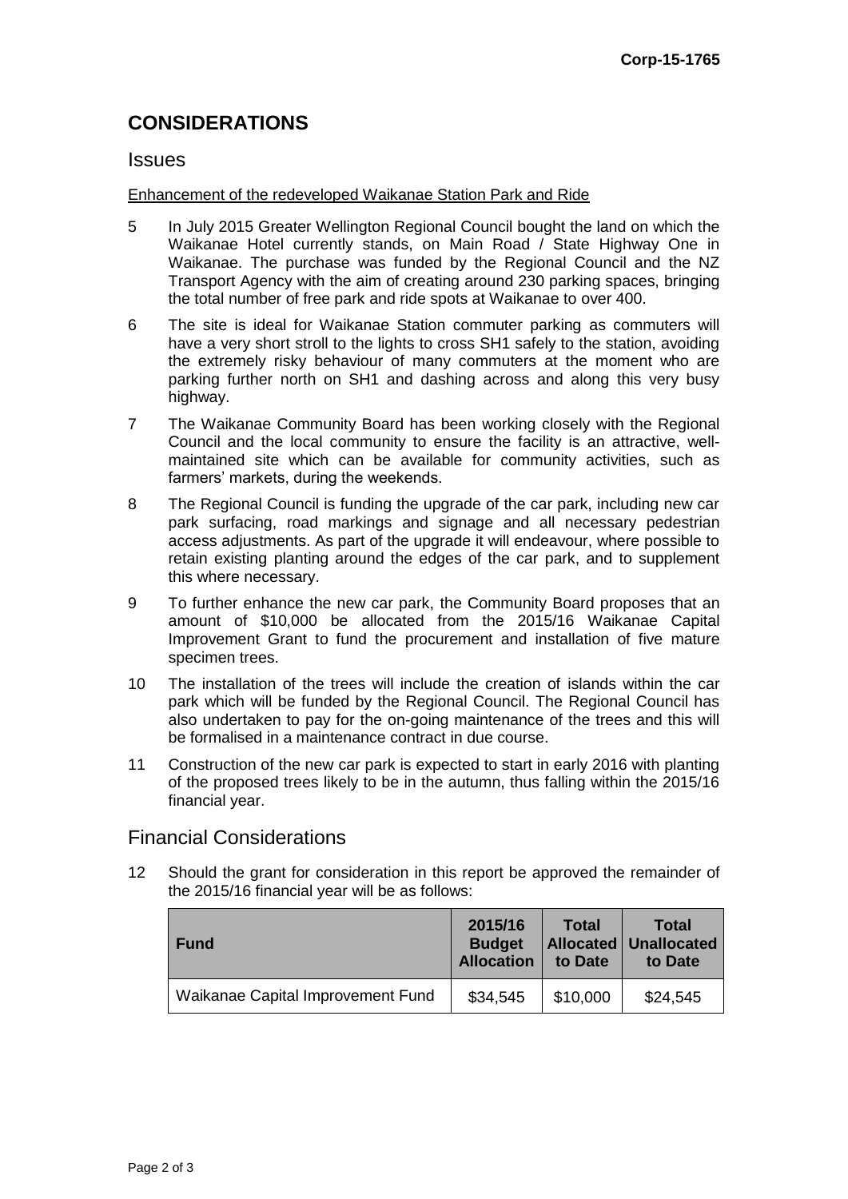## CONSIDERATIONS

### Issues

Enhancement of the redeveloped Waikanae Station Park and Ride

5 In July 2015 Greater Wellington Regional Council bought the land on which the Waikanae Hotel currently stands, on Main Road / State Highway One in Waikanae. The purchase was funded by the Regional Council and the NZ Transport Agency with the aim of creating around 230 parking spaces, bringing the total number of free park and ride spots at Waikanae to over 400.

6 The site is ideal for Waikanae Station commuter parking as commuters will have a very short stroll to the lights to cross SH1 safely to the station, avoiding the extremely risky behaviour of many commuters at the moment who are parking further north on SH1 and dashing across and along this very busy highway.

7 The Waikanae Community Board has been working closely with the Regional Council and the local community to ensure the facility is an attractive, well-maintained site which can be available for community activities, such as farmers' markets, during the weekends.

8 The Regional Council is funding the upgrade of the car park, including new car park surfacing, road markings and signage and all necessary pedestrian access adjustments. As part of the upgrade it will endeavour, where possible to retain existing planting around the edges of the car park, and to supplement this where necessary.

9 To further enhance the new car park, the Community Board proposes that an amount of $10,000 be allocated from the 2015/16 Waikanae Capital Improvement Grant to fund the procurement and installation of five mature specimen trees.

10 The installation of the trees will include the creation of islands within the car park which will be funded by the Regional Council. The Regional Council has also undertaken to pay for the on-going maintenance of the trees and this will be formalised in a maintenance contract in due course.

11 Construction of the new car park is expected to start in early 2016 with planting of the proposed trees likely to be in the autumn, thus falling within the 2015/16 financial year.

### Financial Considerations

12 Should the grant for consideration in this report be approved the remainder of the 2015/16 financial year will be as follows:

| Fund | 2015/16 Budget Allocation | Total Allocated to Date | Total Unallocated to Date |
|---|---|---|---|
| Waikanae Capital Improvement Fund | $34,545 | $10,000 | $24,545 |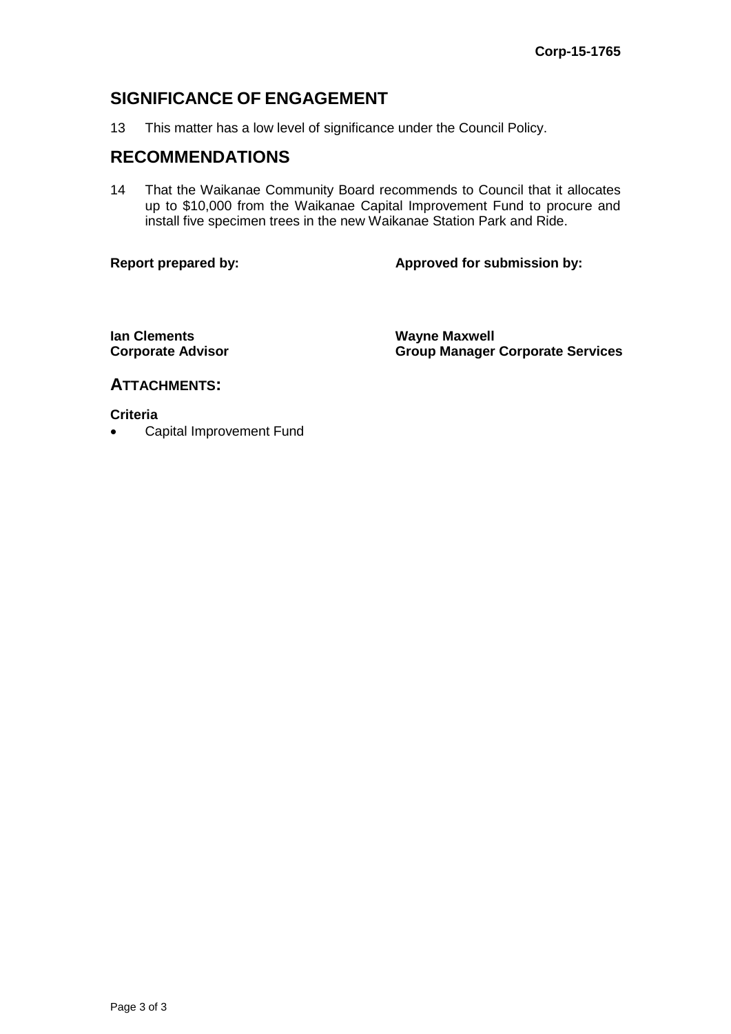## SIGNIFICANCE OF ENGAGEMENT

13 This matter has a low level of significance under the Council Policy.

## RECOMMENDATIONS

14 That the Waikanae Community Board recommends to Council that it allocates up to $10,000 from the Waikanae Capital Improvement Fund to procure and install five specimen trees in the new Waikanae Station Park and Ride.

| **Report prepared by:** | **Approved for submission by:** |
| --- | --- |
| **Ian Clements**<br>**Corporate Advisor** | **Wayne Maxwell**<br>**Group Manager Corporate Services** |

## ATTACHMENTS:

**Criteria**

- Capital Improvement Fund